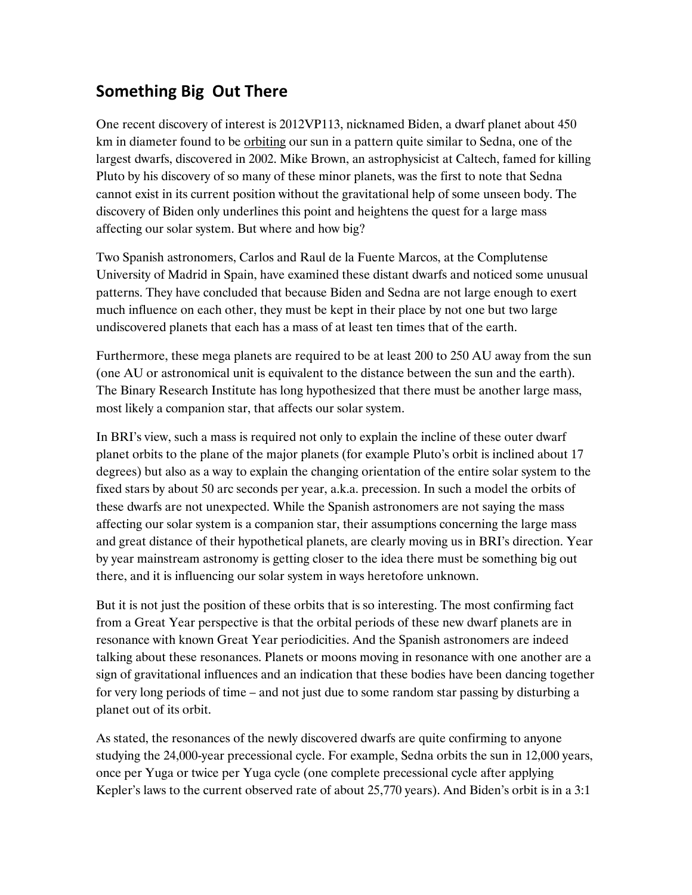## Something Big Out There

One recent discovery of interest is 2012VP113, nicknamed Biden, a dwarf planet about 450 km in diameter found to be orbiting our sun in a pattern quite similar to Sedna, one of the largest dwarfs, discovered in 2002. Mike Brown, an astrophysicist at Caltech, famed for killing Pluto by his discovery of so many of these minor planets, was the first to note that Sedna cannot exist in its current position without the gravitational help of some unseen body. The discovery of Biden only underlines this point and heightens the quest for a large mass affecting our solar system. But where and how big?

Two Spanish astronomers, Carlos and Raul de la Fuente Marcos, at the Complutense University of Madrid in Spain, have examined these distant dwarfs and noticed some unusual patterns. They have concluded that because Biden and Sedna are not large enough to exert much influence on each other, they must be kept in their place by not one but two large undiscovered planets that each has a mass of at least ten times that of the earth.

Furthermore, these mega planets are required to be at least 200 to 250 AU away from the sun (one AU or astronomical unit is equivalent to the distance between the sun and the earth). The Binary Research Institute has long hypothesized that there must be another large mass, most likely a companion star, that affects our solar system.

In BRI's view, such a mass is required not only to explain the incline of these outer dwarf planet orbits to the plane of the major planets (for example Pluto's orbit is inclined about 17 degrees) but also as a way to explain the changing orientation of the entire solar system to the fixed stars by about 50 arc seconds per year, a.k.a. precession. In such a model the orbits of these dwarfs are not unexpected. While the Spanish astronomers are not saying the mass affecting our solar system is a companion star, their assumptions concerning the large mass and great distance of their hypothetical planets, are clearly moving us in BRI's direction. Year by year mainstream astronomy is getting closer to the idea there must be something big out there, and it is influencing our solar system in ways heretofore unknown.

But it is not just the position of these orbits that is so interesting. The most confirming fact from a Great Year perspective is that the orbital periods of these new dwarf planets are in resonance with known Great Year periodicities. And the Spanish astronomers are indeed talking about these resonances. Planets or moons moving in resonance with one another are a sign of gravitational influences and an indication that these bodies have been dancing together for very long periods of time – and not just due to some random star passing by disturbing a planet out of its orbit.

As stated, the resonances of the newly discovered dwarfs are quite confirming to anyone studying the 24,000-year precessional cycle. For example, Sedna orbits the sun in 12,000 years, once per Yuga or twice per Yuga cycle (one complete precessional cycle after applying Kepler's laws to the current observed rate of about 25,770 years). And Biden's orbit is in a 3:1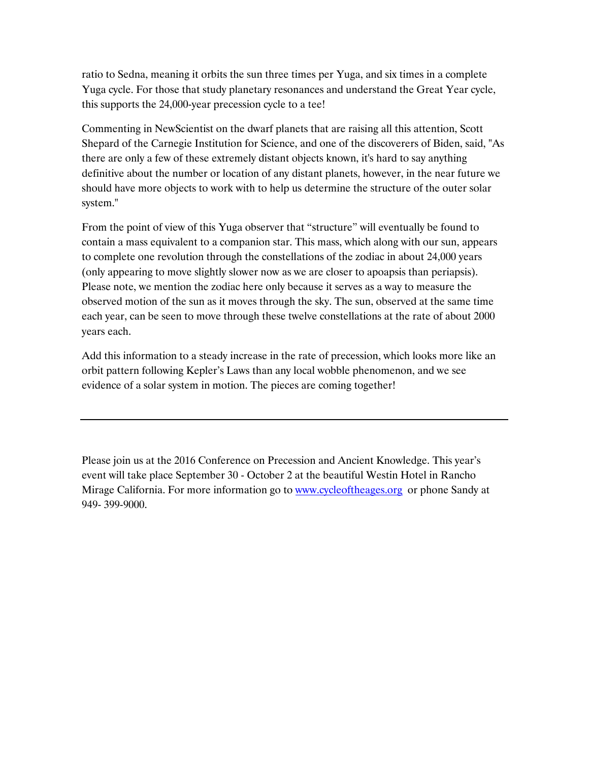ratio to Sedna, meaning it orbits the sun three times per Yuga, and six times in a complete Yuga cycle. For those that study planetary resonances and understand the Great Year cycle, this supports the 24,000-year precession cycle to a tee!

Commenting in NewScientist on the dwarf planets that are raising all this attention, Scott Shepard of the Carnegie Institution for Science, and one of the discoverers of Biden, said, "As there are only a few of these extremely distant objects known, it's hard to say anything definitive about the number or location of any distant planets, however, in the near future we should have more objects to work with to help us determine the structure of the outer solar system."

From the point of view of this Yuga observer that "structure" will eventually be found to contain a mass equivalent to a companion star. This mass, which along with our sun, appears to complete one revolution through the constellations of the zodiac in about 24,000 years (only appearing to move slightly slower now as we are closer to apoapsis than periapsis). Please note, we mention the zodiac here only because it serves as a way to measure the observed motion of the sun as it moves through the sky. The sun, observed at the same time each year, can be seen to move through these twelve constellations at the rate of about 2000 years each.

Add this information to a steady increase in the rate of precession, which looks more like an orbit pattern following Kepler's Laws than any local wobble phenomenon, and we see evidence of a solar system in motion. The pieces are coming together!

---

Please join us at the 2016 Conference on Precession and Ancient Knowledge. This year's event will take place September 30 - October 2 at the beautiful Westin Hotel in Rancho Mirage California. For more information go to [www.cycleoftheages.org](http://www.cycleoftheages.org) or phone Sandy at 949- 399-9000.